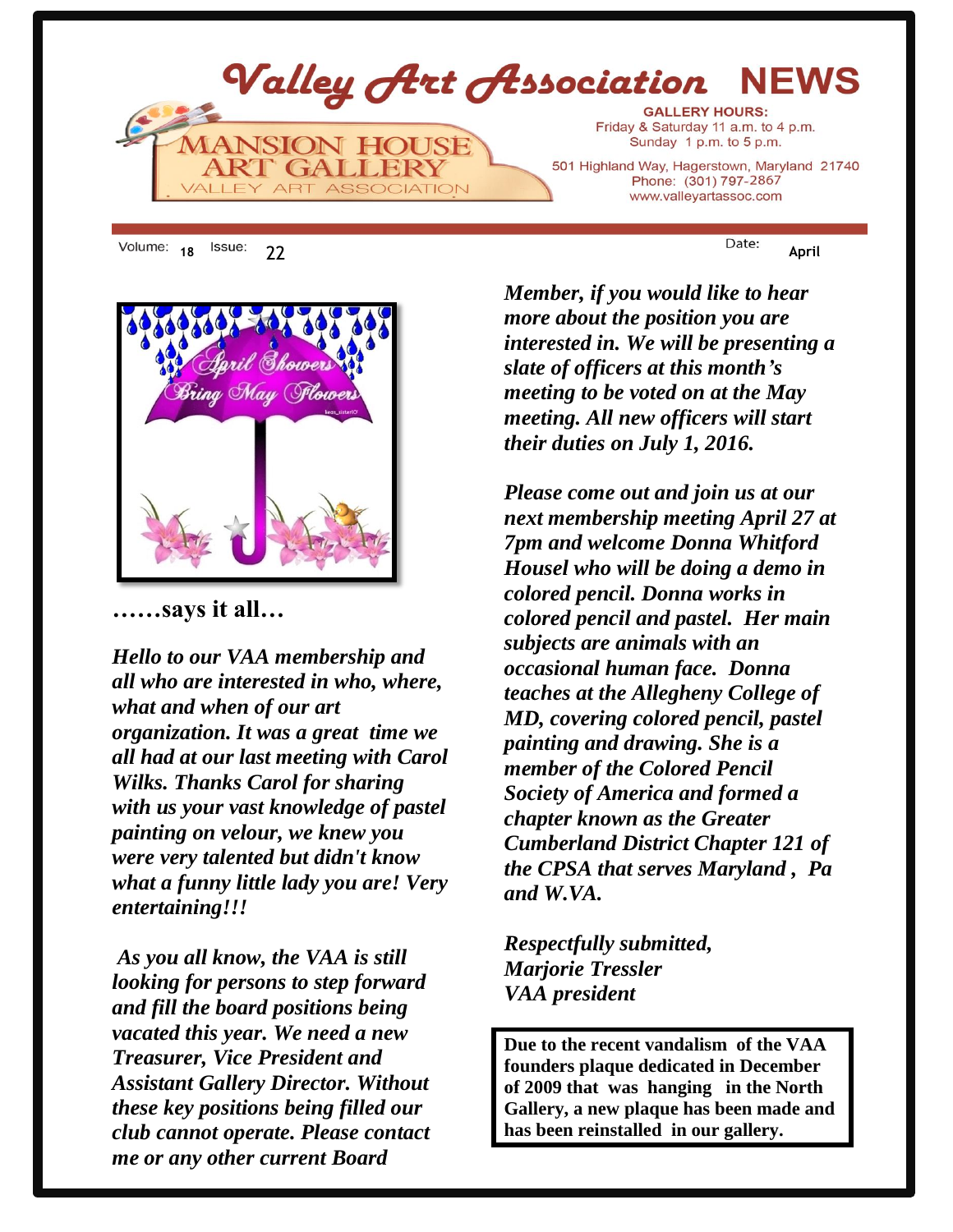# Valley Art Association NEWS

MANSION HOUSE ART GALLERY
VALLEY ART ASSOCIATION

**GALLERY HOURS:**
Friday & Saturday 11 a.m. to 4 p.m.
Sunday 1 p.m. to 5 p.m.

501 Highland Way, Hagerstown, Maryland 21740
Phone: (301) 797-2867
www.valleyartassoc.com

Volume: 18 Issue: 22 Date: April

**……says it all…**

***Hello to our VAA membership and all who are interested in who, where, what and when of our art organization. It was a great time we all had at our last meeting with Carol Wilks. Thanks Carol for sharing with us your vast knowledge of pastel painting on velour, we knew you were very talented but didn't know what a funny little lady you are! Very entertaining!!!***

***As you all know, the VAA is still looking for persons to step forward and fill the board positions being vacated this year. We need a new Treasurer, Vice President and Assistant Gallery Director. Without these key positions being filled our club cannot operate. Please contact me or any other current Board Member, if you would like to hear more about the position you are interested in. We will be presenting a slate of officers at this month's meeting to be voted on at the May meeting. All new officers will start their duties on July 1, 2016.***

***Please come out and join us at our next membership meeting April 27 at 7pm and welcome Donna Whitford Housel who will be doing a demo in colored pencil. Donna works in colored pencil and pastel. Her main subjects are animals with an occasional human face. Donna teaches at the Allegheny College of MD, covering colored pencil, pastel painting and drawing. She is a member of the Colored Pencil Society of America and formed a chapter known as the Greater Cumberland District Chapter 121 of the CPSA that serves Maryland , Pa and W.VA.***

***Respectfully submitted,***
***Marjorie Tressler***
***VAA president***

**Due to the recent vandalism of the VAA founders plaque dedicated in December of 2009 that was hanging in the North Gallery, a new plaque has been made and has been reinstalled in our gallery.**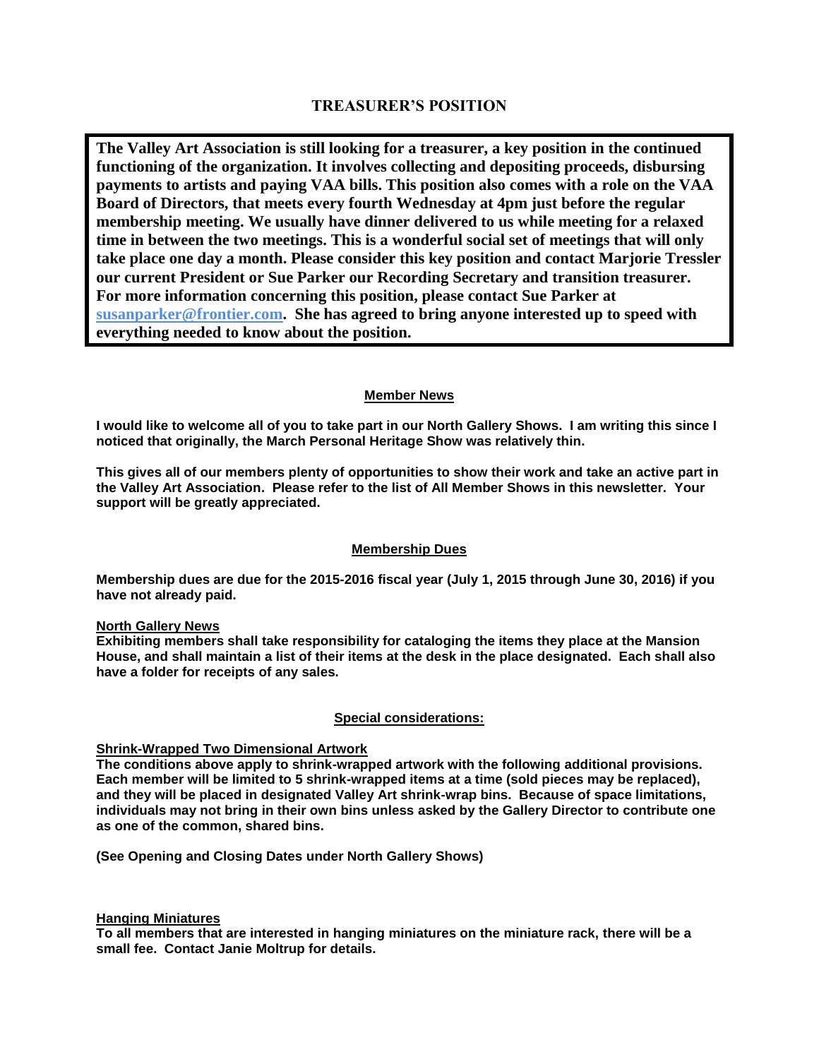## TREASURER'S POSITION

**The Valley Art Association is still looking for a treasurer, a key position in the continued functioning of the organization. It involves collecting and depositing proceeds, disbursing payments to artists and paying VAA bills. This position also comes with a role on the VAA Board of Directors, that meets every fourth Wednesday at 4pm just before the regular membership meeting. We usually have dinner delivered to us while meeting for a relaxed time in between the two meetings. This is a wonderful social set of meetings that will only take place one day a month. Please consider this key position and contact Marjorie Tressler our current President or Sue Parker our Recording Secretary and transition treasurer. For more information concerning this position, please contact Sue Parker at susanparker@frontier.com. She has agreed to bring anyone interested up to speed with everything needed to know about the position.**

### Member News

**I would like to welcome all of you to take part in our North Gallery Shows. I am writing this since I noticed that originally, the March Personal Heritage Show was relatively thin.**

**This gives all of our members plenty of opportunities to show their work and take an active part in the Valley Art Association. Please refer to the list of All Member Shows in this newsletter. Your support will be greatly appreciated.**

### Membership Dues

**Membership dues are due for the 2015-2016 fiscal year (July 1, 2015 through June 30, 2016) if you have not already paid.**

### North Gallery News

**Exhibiting members shall take responsibility for cataloging the items they place at the Mansion House, and shall maintain a list of their items at the desk in the place designated. Each shall also have a folder for receipts of any sales.**

### Special considerations:

#### Shrink-Wrapped Two Dimensional Artwork

**The conditions above apply to shrink-wrapped artwork with the following additional provisions. Each member will be limited to 5 shrink-wrapped items at a time (sold pieces may be replaced), and they will be placed in designated Valley Art shrink-wrap bins. Because of space limitations, individuals may not bring in their own bins unless asked by the Gallery Director to contribute one as one of the common, shared bins.**

**(See Opening and Closing Dates under North Gallery Shows)**

#### Hanging Miniatures

**To all members that are interested in hanging miniatures on the miniature rack, there will be a small fee. Contact Janie Moltrup for details.**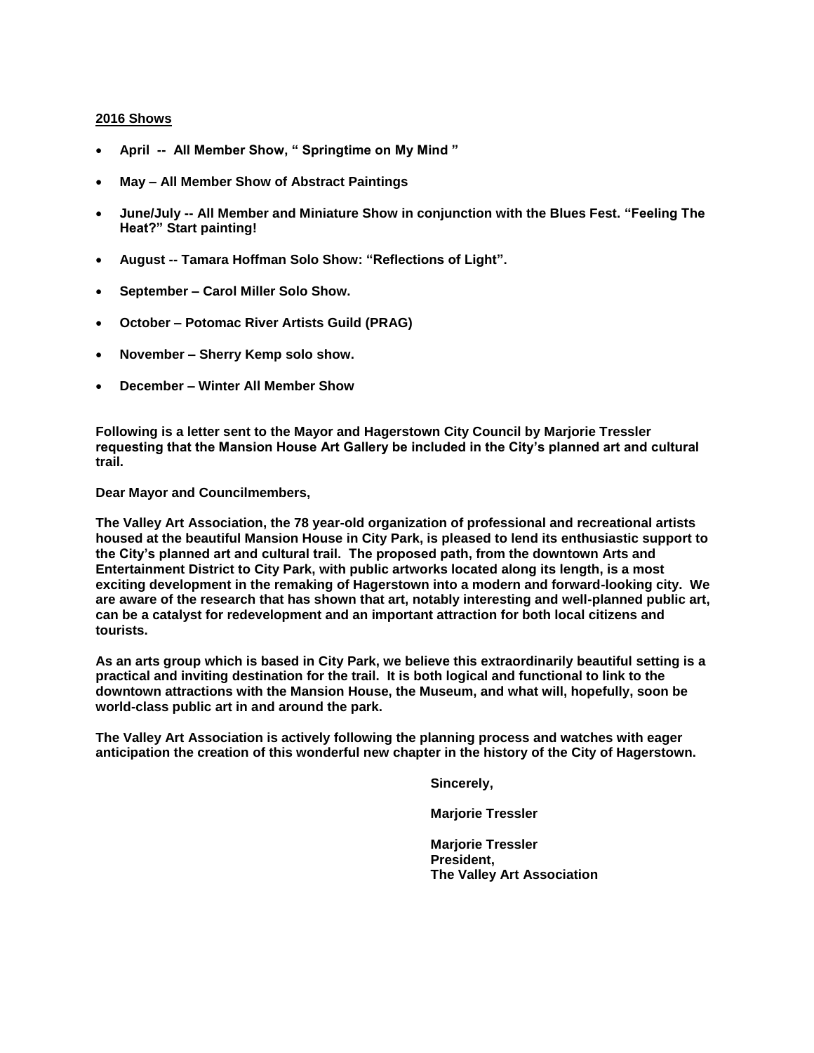**2016 Shows**

- **April -- All Member Show, " Springtime on My Mind "**
- **May – All Member Show of Abstract Paintings**
- **June/July -- All Member and Miniature Show in conjunction with the Blues Fest. "Feeling The Heat?" Start painting!**
- **August -- Tamara Hoffman Solo Show: "Reflections of Light".**
- **September – Carol Miller Solo Show.**
- **October – Potomac River Artists Guild (PRAG)**
- **November – Sherry Kemp solo show.**
- **December – Winter All Member Show**

**Following is a letter sent to the Mayor and Hagerstown City Council by Marjorie Tressler requesting that the Mansion House Art Gallery be included in the City's planned art and cultural trail.**

**Dear Mayor and Councilmembers,**

**The Valley Art Association, the 78 year-old organization of professional and recreational artists housed at the beautiful Mansion House in City Park, is pleased to lend its enthusiastic support to the City's planned art and cultural trail. The proposed path, from the downtown Arts and Entertainment District to City Park, with public artworks located along its length, is a most exciting development in the remaking of Hagerstown into a modern and forward-looking city. We are aware of the research that has shown that art, notably interesting and well-planned public art, can be a catalyst for redevelopment and an important attraction for both local citizens and tourists.**

**As an arts group which is based in City Park, we believe this extraordinarily beautiful setting is a practical and inviting destination for the trail. It is both logical and functional to link to the downtown attractions with the Mansion House, the Museum, and what will, hopefully, soon be world-class public art in and around the park.**

**The Valley Art Association is actively following the planning process and watches with eager anticipation the creation of this wonderful new chapter in the history of the City of Hagerstown.**

**Sincerely,**

**Marjorie Tressler**

**Marjorie Tressler**
**President,**
**The Valley Art Association**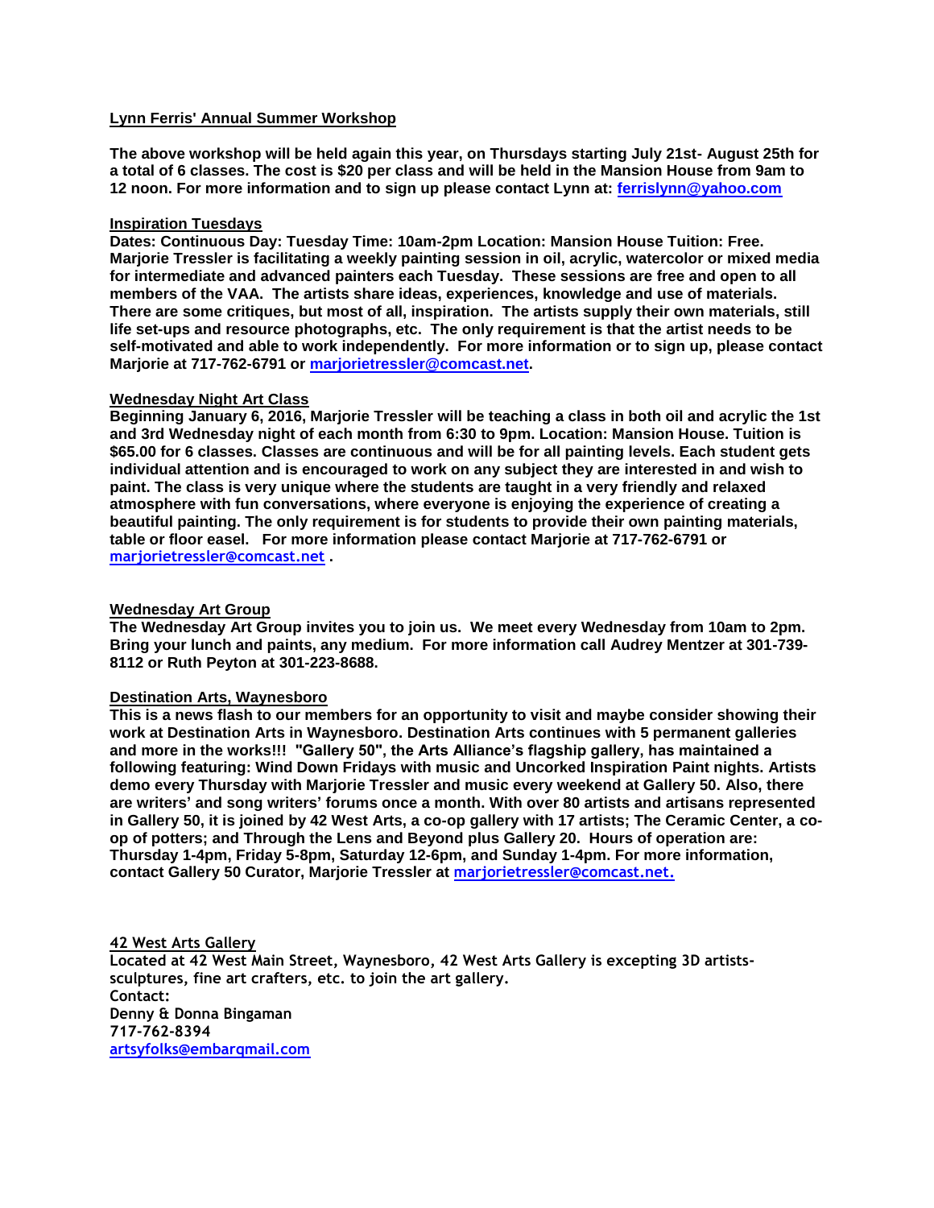**Lynn Ferris' Annual Summer Workshop**

**The above workshop will be held again this year, on Thursdays starting July 21st- August 25th for a total of 6 classes. The cost is $20 per class and will be held in the Mansion House from 9am to 12 noon. For more information and to sign up please contact Lynn at: ferrislynn@yahoo.com**

**Inspiration Tuesdays**

**Dates: Continuous Day: Tuesday Time: 10am-2pm Location: Mansion House Tuition: Free. Marjorie Tressler is facilitating a weekly painting session in oil, acrylic, watercolor or mixed media for intermediate and advanced painters each Tuesday. These sessions are free and open to all members of the VAA. The artists share ideas, experiences, knowledge and use of materials. There are some critiques, but most of all, inspiration. The artists supply their own materials, still life set-ups and resource photographs, etc. The only requirement is that the artist needs to be self-motivated and able to work independently. For more information or to sign up, please contact Marjorie at 717-762-6791 or marjorietressler@comcast.net.**

**Wednesday Night Art Class**

**Beginning January 6, 2016, Marjorie Tressler will be teaching a class in both oil and acrylic the 1st and 3rd Wednesday night of each month from 6:30 to 9pm. Location: Mansion House. Tuition is $65.00 for 6 classes. Classes are continuous and will be for all painting levels. Each student gets individual attention and is encouraged to work on any subject they are interested in and wish to paint. The class is very unique where the students are taught in a very friendly and relaxed atmosphere with fun conversations, where everyone is enjoying the experience of creating a beautiful painting. The only requirement is for students to provide their own painting materials, table or floor easel. For more information please contact Marjorie at 717-762-6791 or marjorietressler@comcast.net .**

**Wednesday Art Group**

**The Wednesday Art Group invites you to join us. We meet every Wednesday from 10am to 2pm. Bring your lunch and paints, any medium. For more information call Audrey Mentzer at 301-739-8112 or Ruth Peyton at 301-223-8688.**

**Destination Arts, Waynesboro**

**This is a news flash to our members for an opportunity to visit and maybe consider showing their work at Destination Arts in Waynesboro. Destination Arts continues with 5 permanent galleries and more in the works!!! "Gallery 50", the Arts Alliance's flagship gallery, has maintained a following featuring: Wind Down Fridays with music and Uncorked Inspiration Paint nights. Artists demo every Thursday with Marjorie Tressler and music every weekend at Gallery 50. Also, there are writers' and song writers' forums once a month. With over 80 artists and artisans represented in Gallery 50, it is joined by 42 West Arts, a co-op gallery with 17 artists; The Ceramic Center, a co-op of potters; and Through the Lens and Beyond plus Gallery 20. Hours of operation are: Thursday 1-4pm, Friday 5-8pm, Saturday 12-6pm, and Sunday 1-4pm. For more information, contact Gallery 50 Curator, Marjorie Tressler at marjorietressler@comcast.net.**

**42 West Arts Gallery**

**Located at 42 West Main Street, Waynesboro, 42 West Arts Gallery is excepting 3D artists-sculptures, fine art crafters, etc. to join the art gallery.**
**Contact:**
**Denny & Donna Bingaman**
**717-762-8394**
**artsyfolks@embarqmail.com**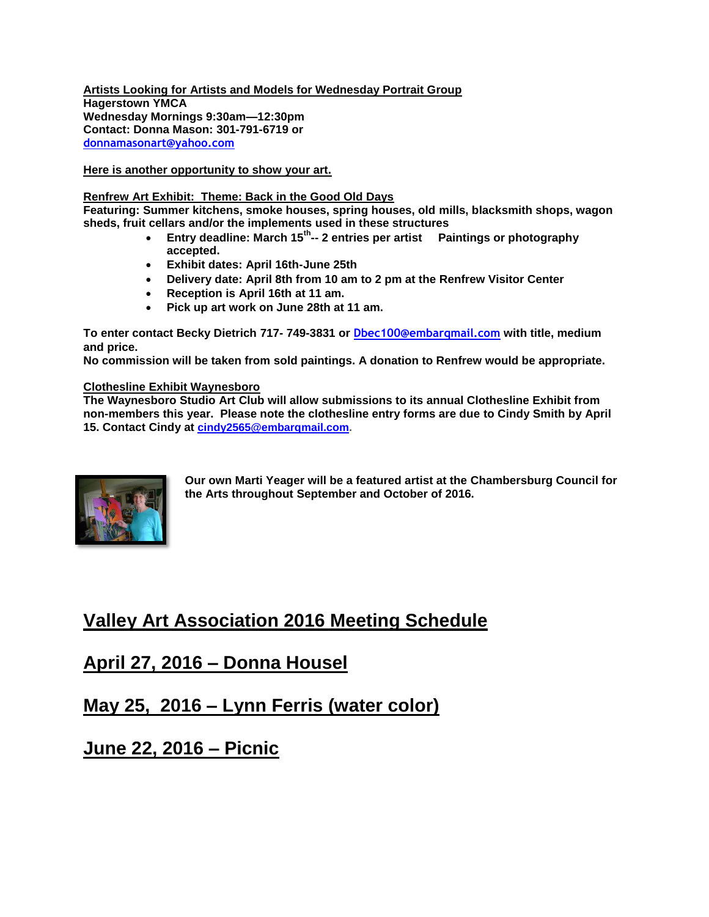**Artists Looking for Artists and Models for Wednesday Portrait Group**
**Hagerstown YMCA**
**Wednesday Mornings 9:30am—12:30pm**
**Contact: Donna Mason: 301-791-6719 or**
donnamasonart@yahoo.com

**Here is another opportunity to show your art.**

**Renfrew Art Exhibit: Theme: Back in the Good Old Days**
**Featuring: Summer kitchens, smoke houses, spring houses, old mills, blacksmith shops, wagon sheds, fruit cellars and/or the implements used in these structures**

- **Entry deadline: March 15th-- 2 entries per artist Paintings or photography accepted.**
- **Exhibit dates: April 16th-June 25th**
- **Delivery date: April 8th from 10 am to 2 pm at the Renfrew Visitor Center**
- **Reception is April 16th at 11 am.**
- **Pick up art work on June 28th at 11 am.**

**To enter contact Becky Dietrich 717- 749-3831 or** Dbec100@embarqmail.com **with title, medium and price.**
**No commission will be taken from sold paintings. A donation to Renfrew would be appropriate.**

**Clothesline Exhibit Waynesboro**
**The Waynesboro Studio Art Club will allow submissions to its annual Clothesline Exhibit from non-members this year. Please note the clothesline entry forms are due to Cindy Smith by April 15. Contact Cindy at** cindy2565@embarqmail.com.

**Our own Marti Yeager will be a featured artist at the Chambersburg Council for the Arts throughout September and October of 2016.**

## Valley Art Association 2016 Meeting Schedule

## April 27, 2016 – Donna Housel

## May 25, 2016 – Lynn Ferris (water color)

## June 22, 2016 – Picnic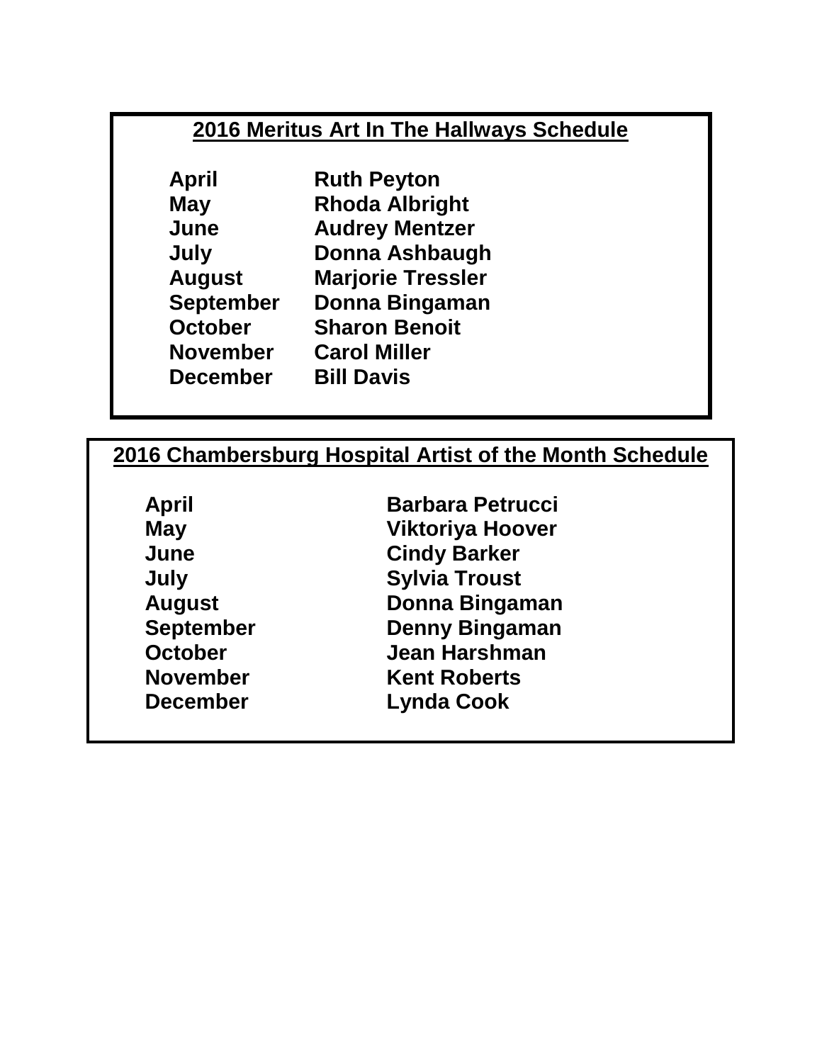## 2016 Meritus Art In The Hallways Schedule

| | |
|---|---|
| **April** | **Ruth Peyton** |
| **May** | **Rhoda Albright** |
| **June** | **Audrey Mentzer** |
| **July** | **Donna Ashbaugh** |
| **August** | **Marjorie Tressler** |
| **September** | **Donna Bingaman** |
| **October** | **Sharon Benoit** |
| **November** | **Carol Miller** |
| **December** | **Bill Davis** |

## 2016 Chambersburg Hospital Artist of the Month Schedule

| | |
|---|---|
| **April** | **Barbara Petrucci** |
| **May** | **Viktoriya Hoover** |
| **June** | **Cindy Barker** |
| **July** | **Sylvia Troust** |
| **August** | **Donna Bingaman** |
| **September** | **Denny Bingaman** |
| **October** | **Jean Harshman** |
| **November** | **Kent Roberts** |
| **December** | **Lynda Cook** |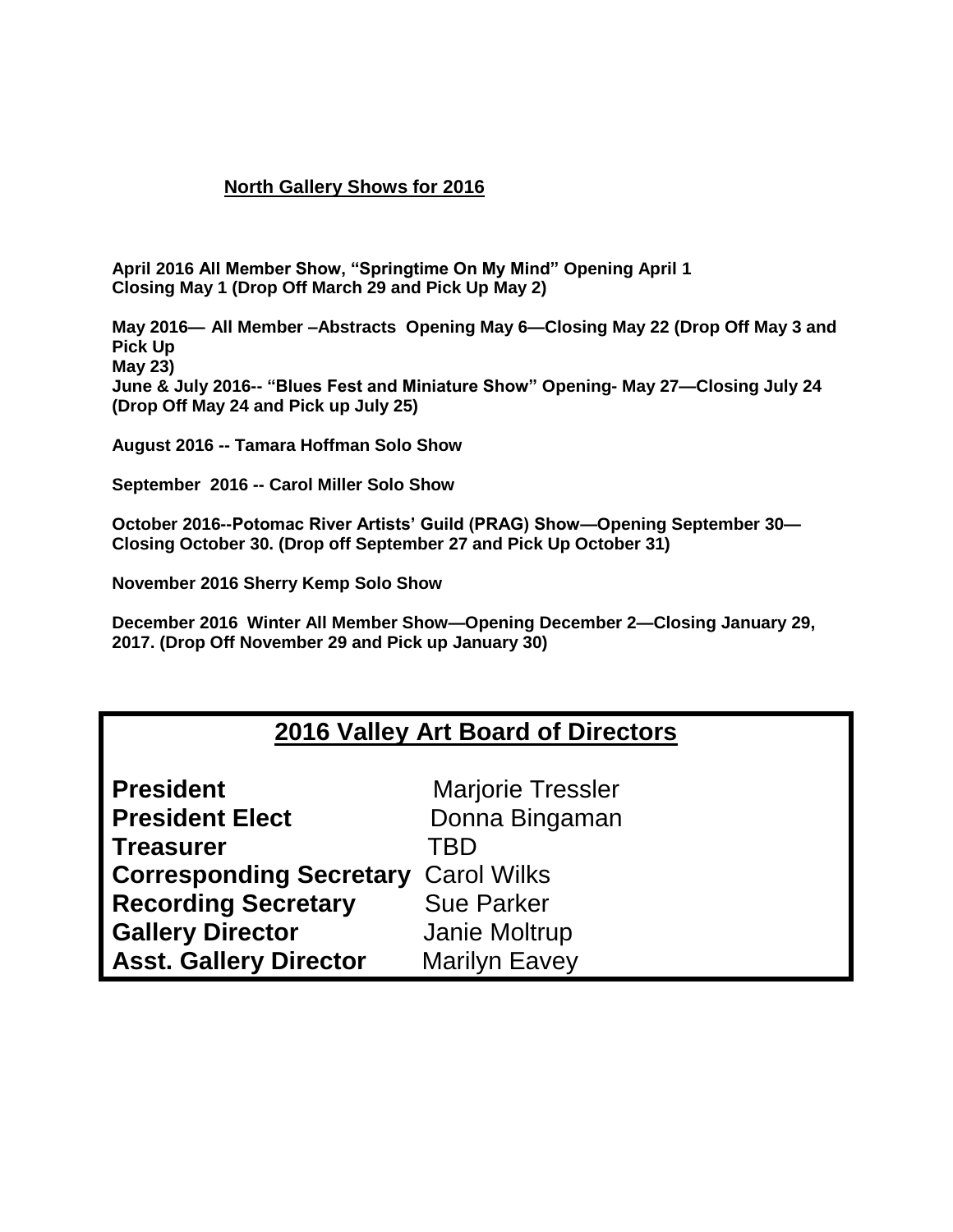## North Gallery Shows for 2016

**April 2016 All Member Show, "Springtime On My Mind" Opening April 1 Closing May 1 (Drop Off March 29 and Pick Up May 2)**

**May 2016— All Member –Abstracts Opening May 6—Closing May 22 (Drop Off May 3 and Pick Up May 23)**

**June & July 2016-- "Blues Fest and Miniature Show" Opening- May 27—Closing July 24 (Drop Off May 24 and Pick up July 25)**

**August 2016 -- Tamara Hoffman Solo Show**

**September 2016 -- Carol Miller Solo Show**

**October 2016--Potomac River Artists' Guild (PRAG) Show—Opening September 30—Closing October 30. (Drop off September 27 and Pick Up October 31)**

**November 2016 Sherry Kemp Solo Show**

**December 2016 Winter All Member Show—Opening December 2—Closing January 29, 2017. (Drop Off November 29 and Pick up January 30)**

## 2016 Valley Art Board of Directors

| | |
|---|---|
| **President** | Marjorie Tressler |
| **President Elect** | Donna Bingaman |
| **Treasurer** | TBD |
| **Corresponding Secretary** | Carol Wilks |
| **Recording Secretary** | Sue Parker |
| **Gallery Director** | Janie Moltrup |
| **Asst. Gallery Director** | Marilyn Eavey |